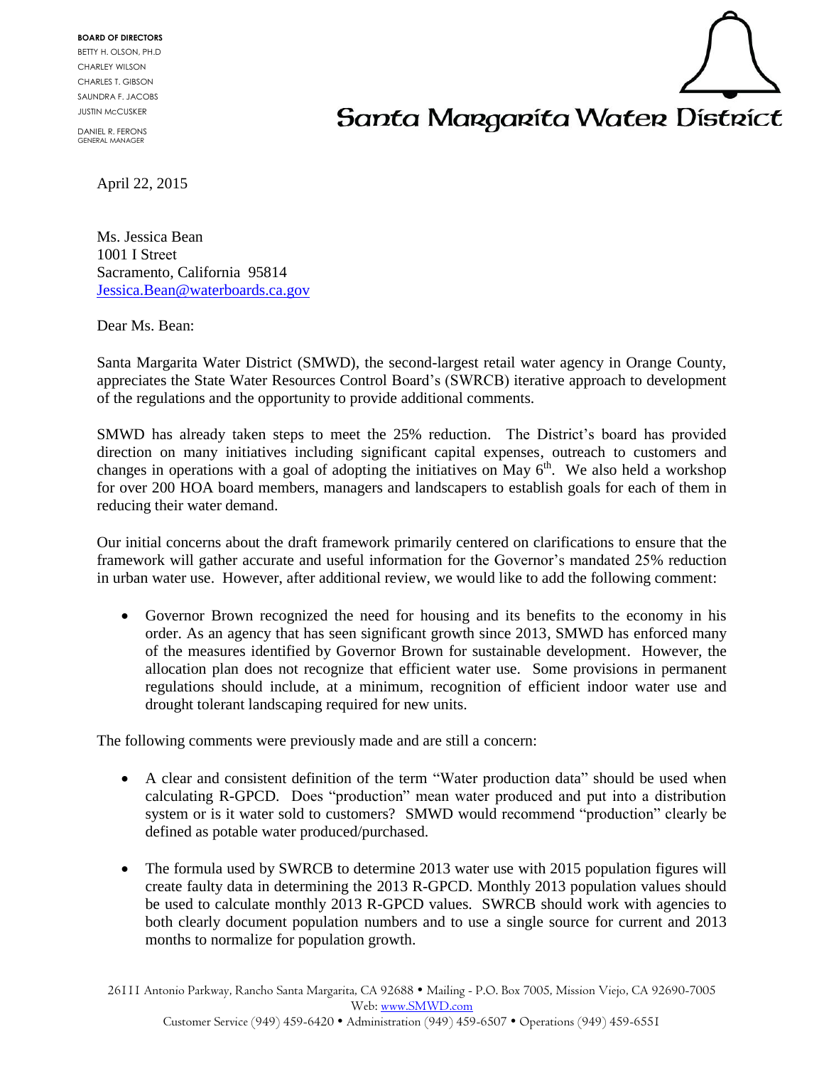BOARD OF DIRECTORS
BETTY H. OLSON, PH.D
CHARLEY WILSON
CHARLES T. GIBSON
SAUNDRA F. JACOBS
JUSTIN McCUSKER

DANIEL R. FERONS
GENERAL MANAGER

# Santa Margarita Water District

April 22, 2015

Ms. Jessica Bean
1001 I Street
Sacramento, California 95814
Jessica.Bean@waterboards.ca.gov

Dear Ms. Bean:

Santa Margarita Water District (SMWD), the second-largest retail water agency in Orange County, appreciates the State Water Resources Control Board's (SWRCB) iterative approach to development of the regulations and the opportunity to provide additional comments.

SMWD has already taken steps to meet the 25% reduction. The District's board has provided direction on many initiatives including significant capital expenses, outreach to customers and changes in operations with a goal of adopting the initiatives on May 6th. We also held a workshop for over 200 HOA board members, managers and landscapers to establish goals for each of them in reducing their water demand.

Our initial concerns about the draft framework primarily centered on clarifications to ensure that the framework will gather accurate and useful information for the Governor's mandated 25% reduction in urban water use. However, after additional review, we would like to add the following comment:

- Governor Brown recognized the need for housing and its benefits to the economy in his order. As an agency that has seen significant growth since 2013, SMWD has enforced many of the measures identified by Governor Brown for sustainable development. However, the allocation plan does not recognize that efficient water use. Some provisions in permanent regulations should include, at a minimum, recognition of efficient indoor water use and drought tolerant landscaping required for new units.

The following comments were previously made and are still a concern:

- A clear and consistent definition of the term "Water production data" should be used when calculating R-GPCD. Does "production" mean water produced and put into a distribution system or is it water sold to customers? SMWD would recommend "production" clearly be defined as potable water produced/purchased.

- The formula used by SWRCB to determine 2013 water use with 2015 population figures will create faulty data in determining the 2013 R-GPCD. Monthly 2013 population values should be used to calculate monthly 2013 R-GPCD values. SWRCB should work with agencies to both clearly document population numbers and to use a single source for current and 2013 months to normalize for population growth.

26111 Antonio Parkway, Rancho Santa Margarita, CA 92688 • Mailing - P.O. Box 7005, Mission Viejo, CA 92690-7005
Web: www.SMWD.com
Customer Service (949) 459-6420 • Administration (949) 459-6507 • Operations (949) 459-6551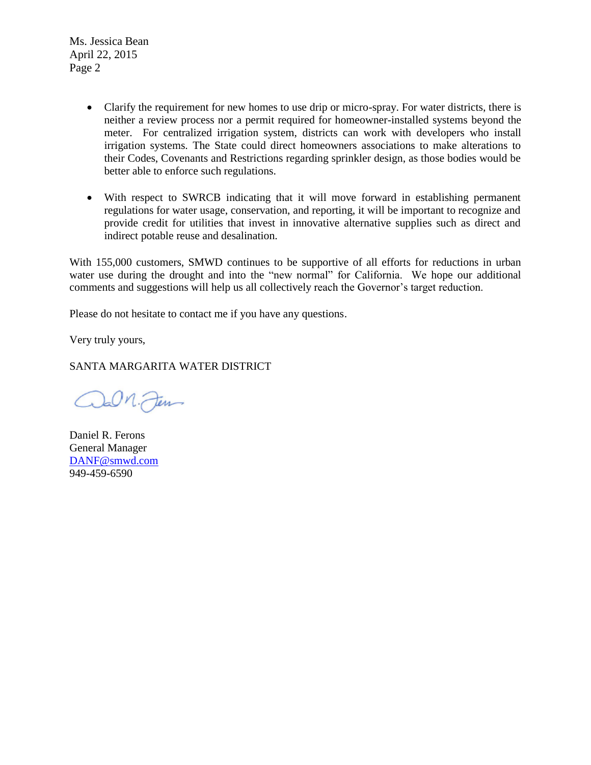- Clarify the requirement for new homes to use drip or micro-spray. For water districts, there is neither a review process nor a permit required for homeowner-installed systems beyond the meter. For centralized irrigation system, districts can work with developers who install irrigation systems. The State could direct homeowners associations to make alterations to their Codes, Covenants and Restrictions regarding sprinkler design, as those bodies would be better able to enforce such regulations.

- With respect to SWRCB indicating that it will move forward in establishing permanent regulations for water usage, conservation, and reporting, it will be important to recognize and provide credit for utilities that invest in innovative alternative supplies such as direct and indirect potable reuse and desalination.

With 155,000 customers, SMWD continues to be supportive of all efforts for reductions in urban water use during the drought and into the "new normal" for California. We hope our additional comments and suggestions will help us all collectively reach the Governor's target reduction.

Please do not hesitate to contact me if you have any questions.

Very truly yours,

SANTA MARGARITA WATER DISTRICT

Daniel R. Ferons
General Manager
DANF@smwd.com
949-459-6590